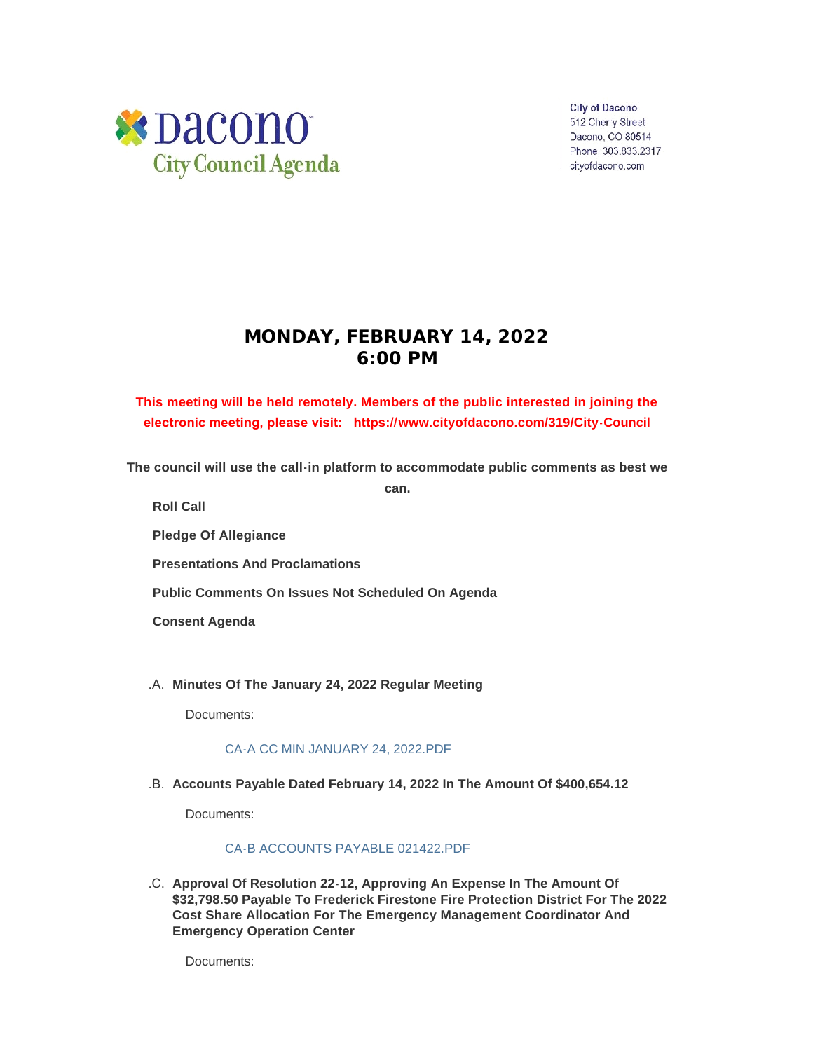Dacono
City Council Agenda

City of Dacono
512 Cherry Street
Dacono, CO 80514
Phone: 303.833.2317
cityofdacono.com

# MONDAY, FEBRUARY 14, 2022
# 6:00 PM

**This meeting will be held remotely. Members of the public interested in joining the electronic meeting, please visit: https://www.cityofdacono.com/319/City-Council**

**The council will use the call-in platform to accommodate public comments as best we can.**

**Roll Call**

**Pledge Of Allegiance**

**Presentations And Proclamations**

**Public Comments On Issues Not Scheduled On Agenda**

**Consent Agenda**

.A. **Minutes Of The January 24, 2022 Regular Meeting**

Documents:

CA-A CC MIN JANUARY 24, 2022.PDF

.B. **Accounts Payable Dated February 14, 2022 In The Amount Of $400,654.12**

Documents:

CA-B ACCOUNTS PAYABLE 021422.PDF

.C. **Approval Of Resolution 22-12, Approving An Expense In The Amount Of $32,798.50 Payable To Frederick Firestone Fire Protection District For The 2022 Cost Share Allocation For The Emergency Management Coordinator And Emergency Operation Center**

Documents: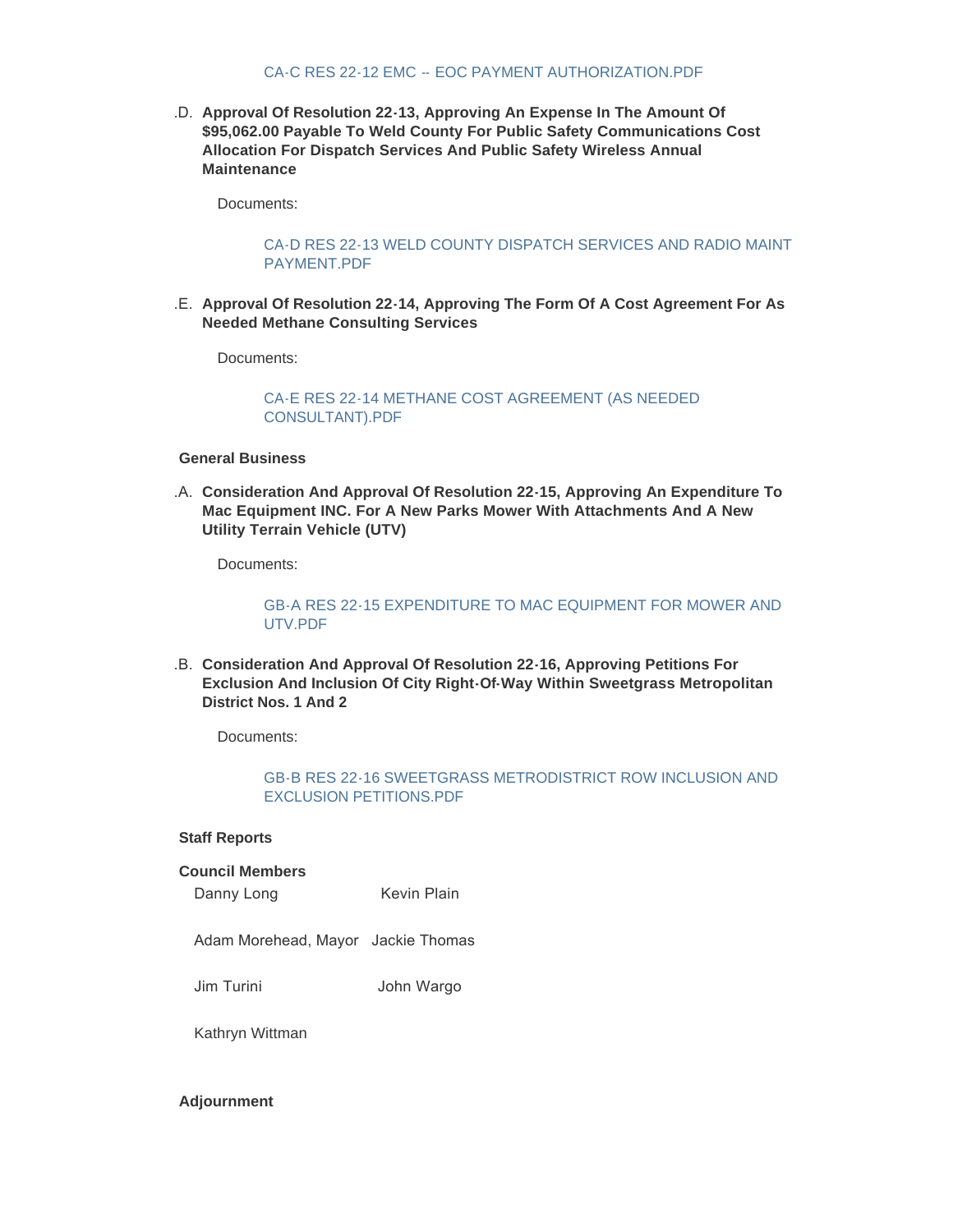CA-C RES 22-12 EMC -- EOC PAYMENT AUTHORIZATION.PDF

.D. **Approval Of Resolution 22-13, Approving An Expense In The Amount Of $95,062.00 Payable To Weld County For Public Safety Communications Cost Allocation For Dispatch Services And Public Safety Wireless Annual Maintenance**

Documents:

CA-D RES 22-13 WELD COUNTY DISPATCH SERVICES AND RADIO MAINT PAYMENT.PDF

.E. **Approval Of Resolution 22-14, Approving The Form Of A Cost Agreement For As Needed Methane Consulting Services**

Documents:

CA-E RES 22-14 METHANE COST AGREEMENT (AS NEEDED CONSULTANT).PDF

**General Business**

.A. **Consideration And Approval Of Resolution 22-15, Approving An Expenditure To Mac Equipment INC. For A New Parks Mower With Attachments And A New Utility Terrain Vehicle (UTV)**

Documents:

GB-A RES 22-15 EXPENDITURE TO MAC EQUIPMENT FOR MOWER AND UTV.PDF

.B. **Consideration And Approval Of Resolution 22-16, Approving Petitions For Exclusion And Inclusion Of City Right-Of-Way Within Sweetgrass Metropolitan District Nos. 1 And 2**

Documents:

GB-B RES 22-16 SWEETGRASS METRODISTRICT ROW INCLUSION AND EXCLUSION PETITIONS.PDF

**Staff Reports**

**Council Members**

Danny Long
Kevin Plain

Adam Morehead, Mayor
Jackie Thomas

Jim Turini
John Wargo

Kathryn Wittman

**Adjournment**